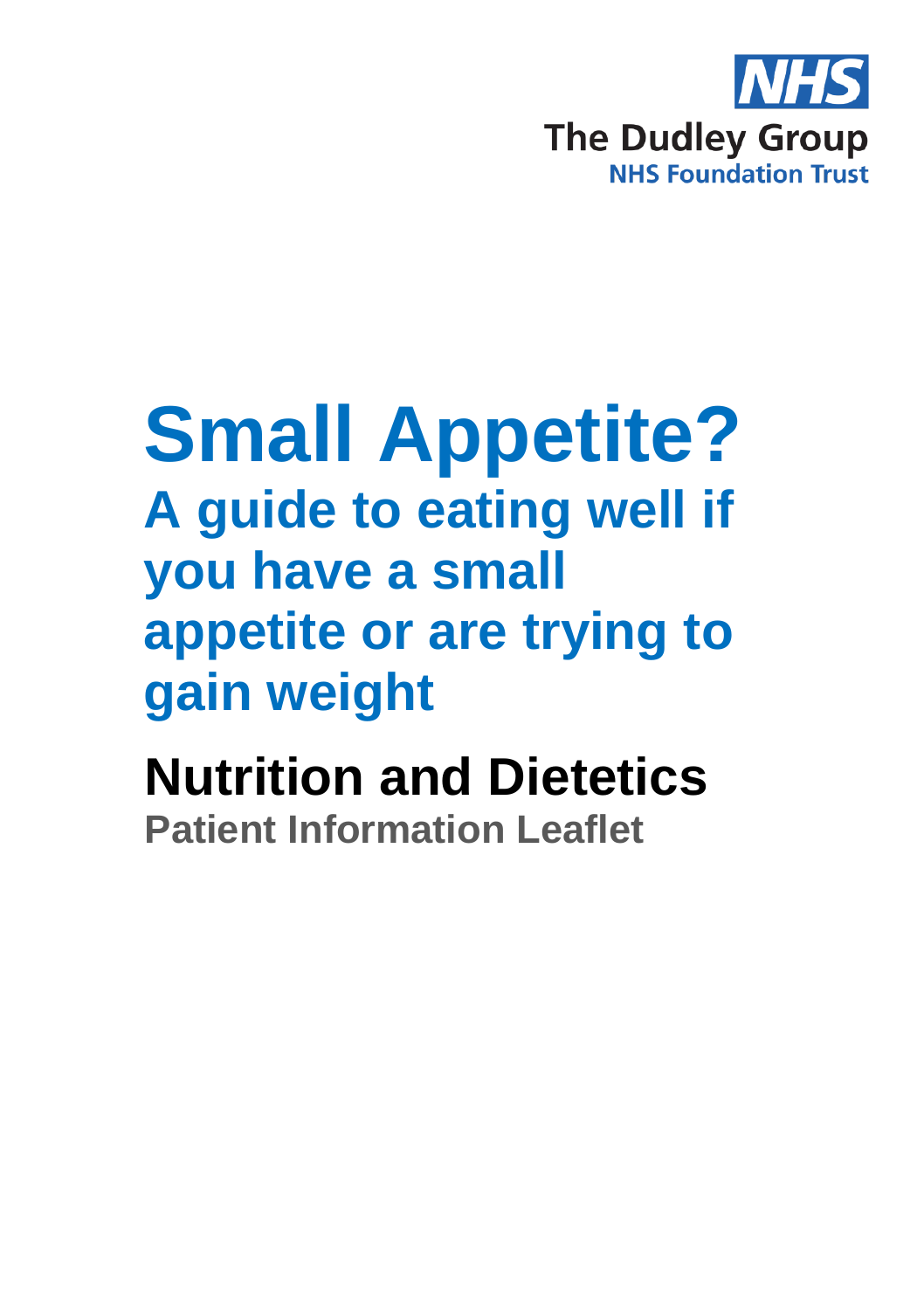NHS

The Dudley Group

NHS Foundation Trust

# Small Appetite?

## A guide to eating well if you have a small appetite or are trying to gain weight

# Nutrition and Dietetics

**Patient Information Leaflet**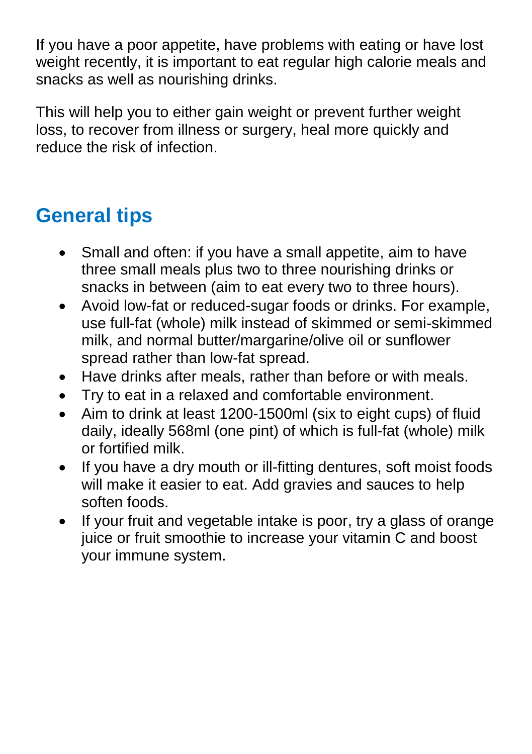If you have a poor appetite, have problems with eating or have lost weight recently, it is important to eat regular high calorie meals and snacks as well as nourishing drinks.

This will help you to either gain weight or prevent further weight loss, to recover from illness or surgery, heal more quickly and reduce the risk of infection.

## General tips

- Small and often: if you have a small appetite, aim to have three small meals plus two to three nourishing drinks or snacks in between (aim to eat every two to three hours).
- Avoid low-fat or reduced-sugar foods or drinks. For example, use full-fat (whole) milk instead of skimmed or semi-skimmed milk, and normal butter/margarine/olive oil or sunflower spread rather than low-fat spread.
- Have drinks after meals, rather than before or with meals.
- Try to eat in a relaxed and comfortable environment.
- Aim to drink at least 1200-1500ml (six to eight cups) of fluid daily, ideally 568ml (one pint) of which is full-fat (whole) milk or fortified milk.
- If you have a dry mouth or ill-fitting dentures, soft moist foods will make it easier to eat. Add gravies and sauces to help soften foods.
- If your fruit and vegetable intake is poor, try a glass of orange juice or fruit smoothie to increase your vitamin C and boost your immune system.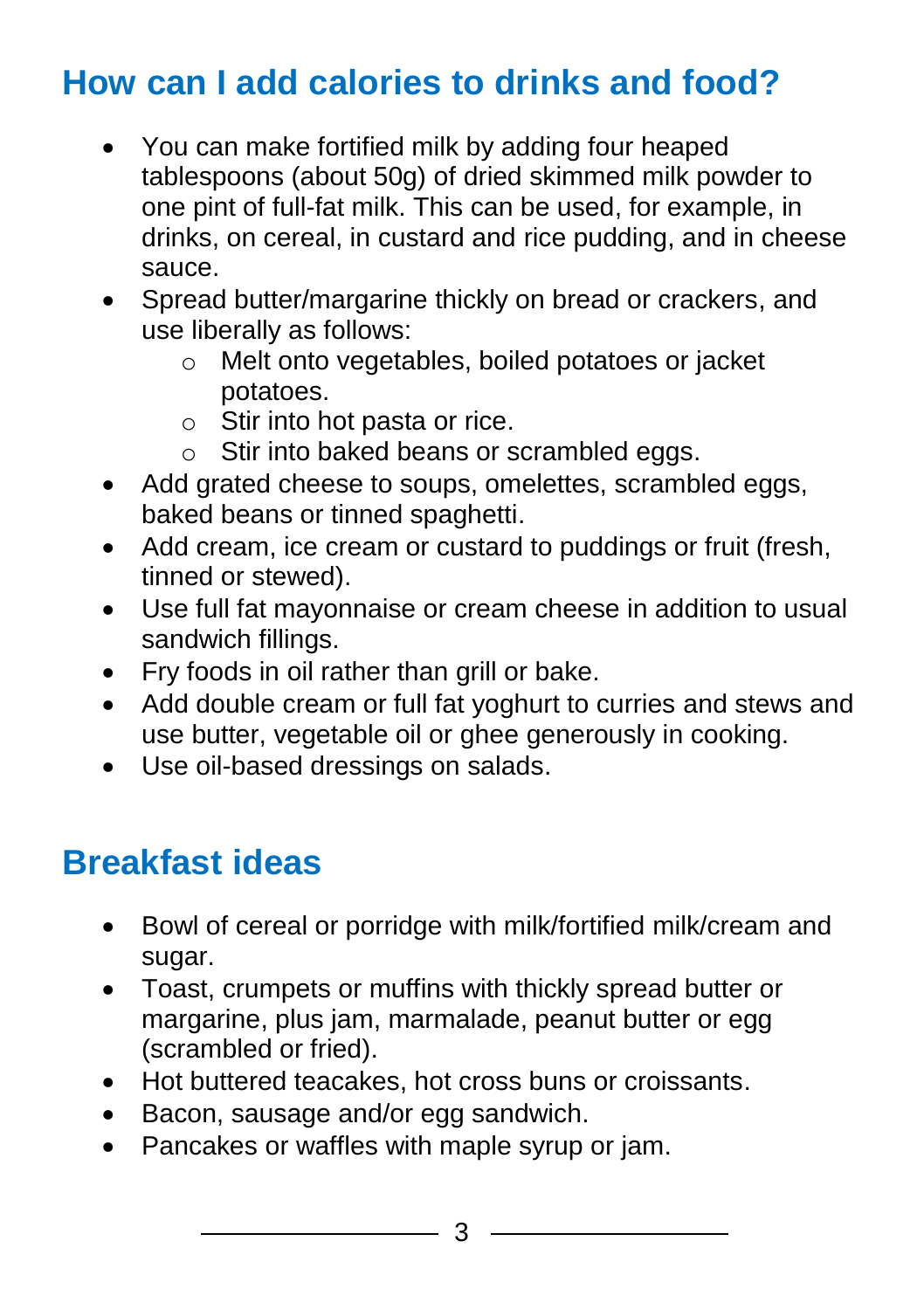## How can I add calories to drinks and food?

- You can make fortified milk by adding four heaped tablespoons (about 50g) of dried skimmed milk powder to one pint of full-fat milk. This can be used, for example, in drinks, on cereal, in custard and rice pudding, and in cheese sauce.
- Spread butter/margarine thickly on bread or crackers, and use liberally as follows:
    - Melt onto vegetables, boiled potatoes or jacket potatoes.
    - Stir into hot pasta or rice.
    - Stir into baked beans or scrambled eggs.
- Add grated cheese to soups, omelettes, scrambled eggs, baked beans or tinned spaghetti.
- Add cream, ice cream or custard to puddings or fruit (fresh, tinned or stewed).
- Use full fat mayonnaise or cream cheese in addition to usual sandwich fillings.
- Fry foods in oil rather than grill or bake.
- Add double cream or full fat yoghurt to curries and stews and use butter, vegetable oil or ghee generously in cooking.
- Use oil-based dressings on salads.

## Breakfast ideas

- Bowl of cereal or porridge with milk/fortified milk/cream and sugar.
- Toast, crumpets or muffins with thickly spread butter or margarine, plus jam, marmalade, peanut butter or egg (scrambled or fried).
- Hot buttered teacakes, hot cross buns or croissants.
- Bacon, sausage and/or egg sandwich.
- Pancakes or waffles with maple syrup or jam.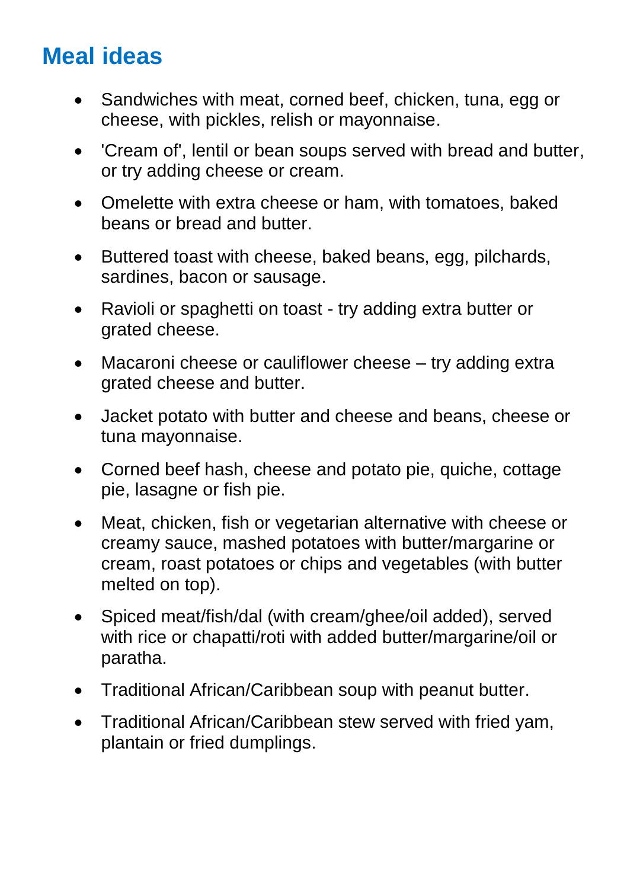## Meal ideas

- Sandwiches with meat, corned beef, chicken, tuna, egg or cheese, with pickles, relish or mayonnaise.
- 'Cream of', lentil or bean soups served with bread and butter, or try adding cheese or cream.
- Omelette with extra cheese or ham, with tomatoes, baked beans or bread and butter.
- Buttered toast with cheese, baked beans, egg, pilchards, sardines, bacon or sausage.
- Ravioli or spaghetti on toast - try adding extra butter or grated cheese.
- Macaroni cheese or cauliflower cheese – try adding extra grated cheese and butter.
- Jacket potato with butter and cheese and beans, cheese or tuna mayonnaise.
- Corned beef hash, cheese and potato pie, quiche, cottage pie, lasagne or fish pie.
- Meat, chicken, fish or vegetarian alternative with cheese or creamy sauce, mashed potatoes with butter/margarine or cream, roast potatoes or chips and vegetables (with butter melted on top).
- Spiced meat/fish/dal (with cream/ghee/oil added), served with rice or chapatti/roti with added butter/margarine/oil or paratha.
- Traditional African/Caribbean soup with peanut butter.
- Traditional African/Caribbean stew served with fried yam, plantain or fried dumplings.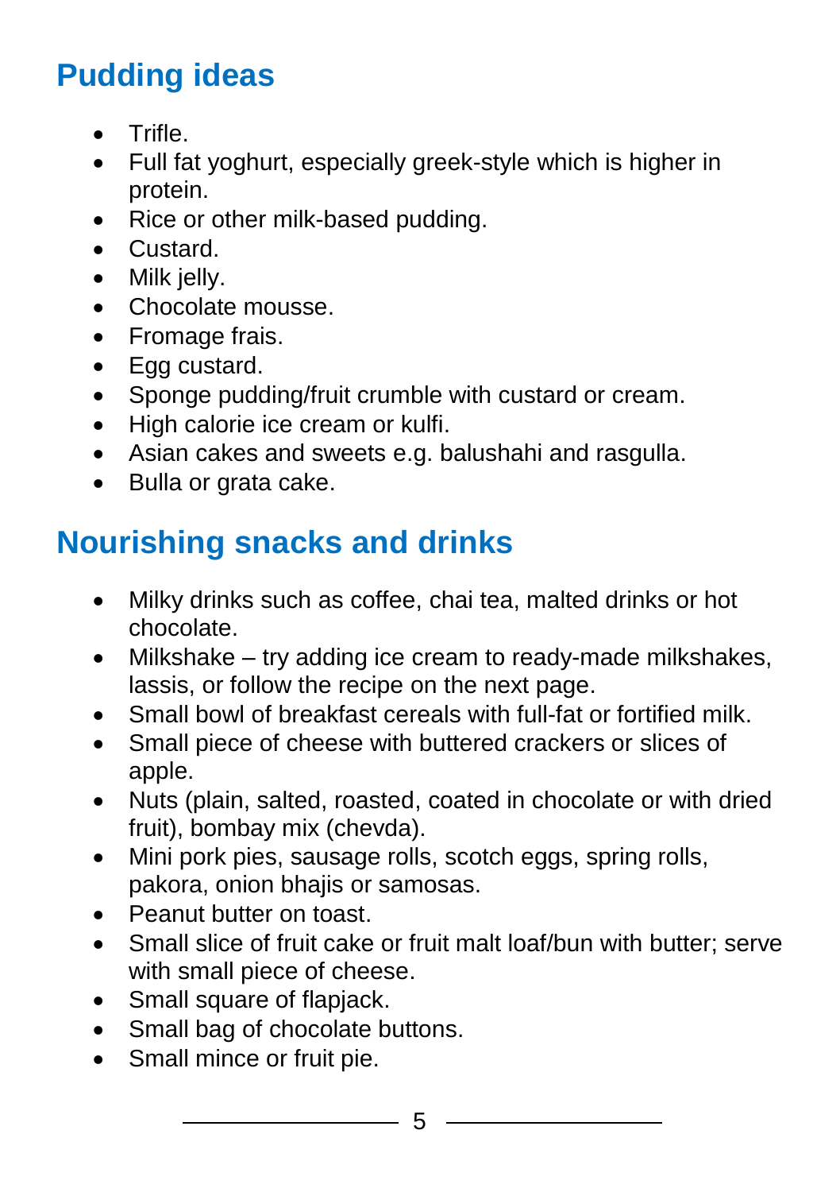## Pudding ideas

- Trifle.
- Full fat yoghurt, especially greek-style which is higher in protein.
- Rice or other milk-based pudding.
- Custard.
- Milk jelly.
- Chocolate mousse.
- Fromage frais.
- Egg custard.
- Sponge pudding/fruit crumble with custard or cream.
- High calorie ice cream or kulfi.
- Asian cakes and sweets e.g. balushahi and rasgulla.
- Bulla or grata cake.

## Nourishing snacks and drinks

- Milky drinks such as coffee, chai tea, malted drinks or hot chocolate.
- Milkshake – try adding ice cream to ready-made milkshakes, lassis, or follow the recipe on the next page.
- Small bowl of breakfast cereals with full-fat or fortified milk.
- Small piece of cheese with buttered crackers or slices of apple.
- Nuts (plain, salted, roasted, coated in chocolate or with dried fruit), bombay mix (chevda).
- Mini pork pies, sausage rolls, scotch eggs, spring rolls, pakora, onion bhajis or samosas.
- Peanut butter on toast.
- Small slice of fruit cake or fruit malt loaf/bun with butter; serve with small piece of cheese.
- Small square of flapjack.
- Small bag of chocolate buttons.
- Small mince or fruit pie.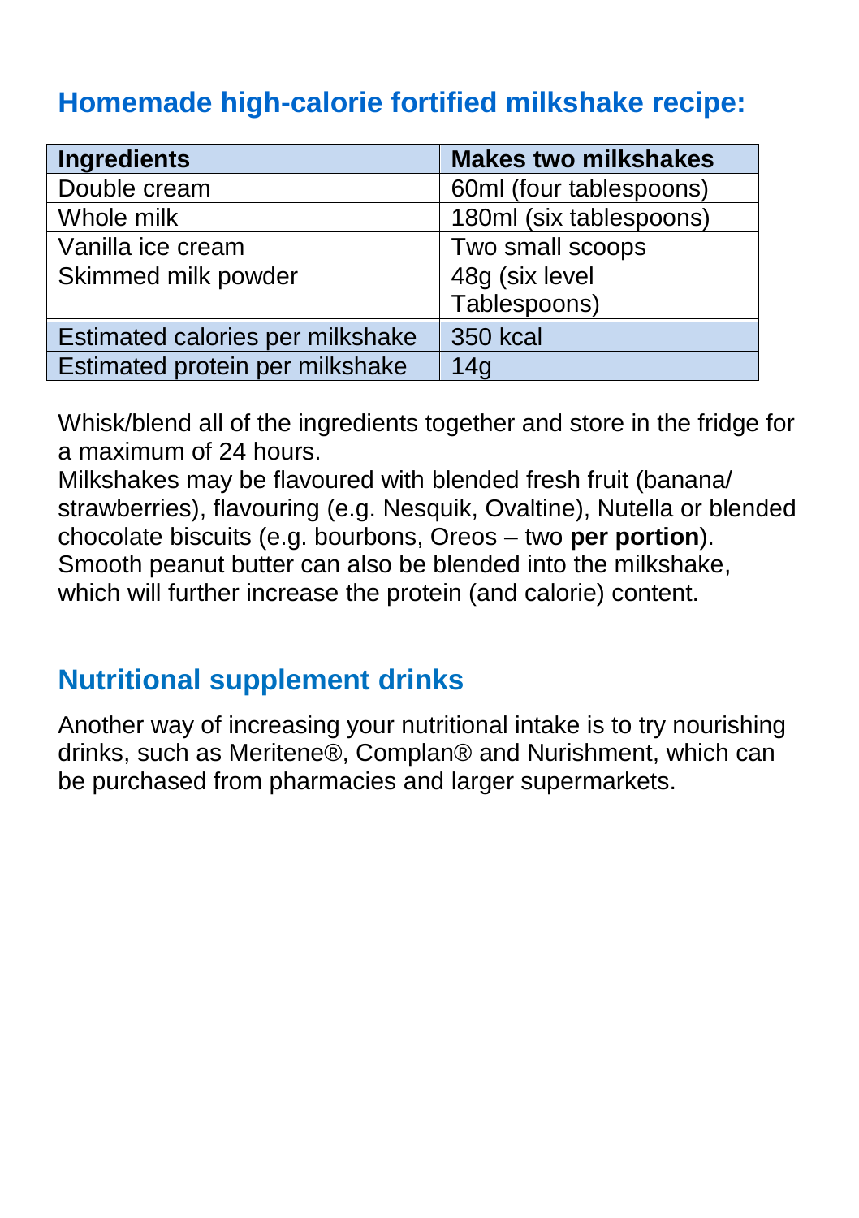## Homemade high-calorie fortified milkshake recipe:

| Ingredients | Makes two milkshakes |
| --- | --- |
| Double cream | 60ml (four tablespoons) |
| Whole milk | 180ml (six tablespoons) |
| Vanilla ice cream | Two small scoops |
| Skimmed milk powder | 48g (six level Tablespoons) |
| Estimated calories per milkshake | 350 kcal |
| Estimated protein per milkshake | 14g |

Whisk/blend all of the ingredients together and store in the fridge for a maximum of 24 hours.
Milkshakes may be flavoured with blended fresh fruit (banana/ strawberries), flavouring (e.g. Nesquik, Ovaltine), Nutella or blended chocolate biscuits (e.g. bourbons, Oreos – two **per portion**).
Smooth peanut butter can also be blended into the milkshake, which will further increase the protein (and calorie) content.

## Nutritional supplement drinks

Another way of increasing your nutritional intake is to try nourishing drinks, such as Meritene®, Complan® and Nurishment, which can be purchased from pharmacies and larger supermarkets.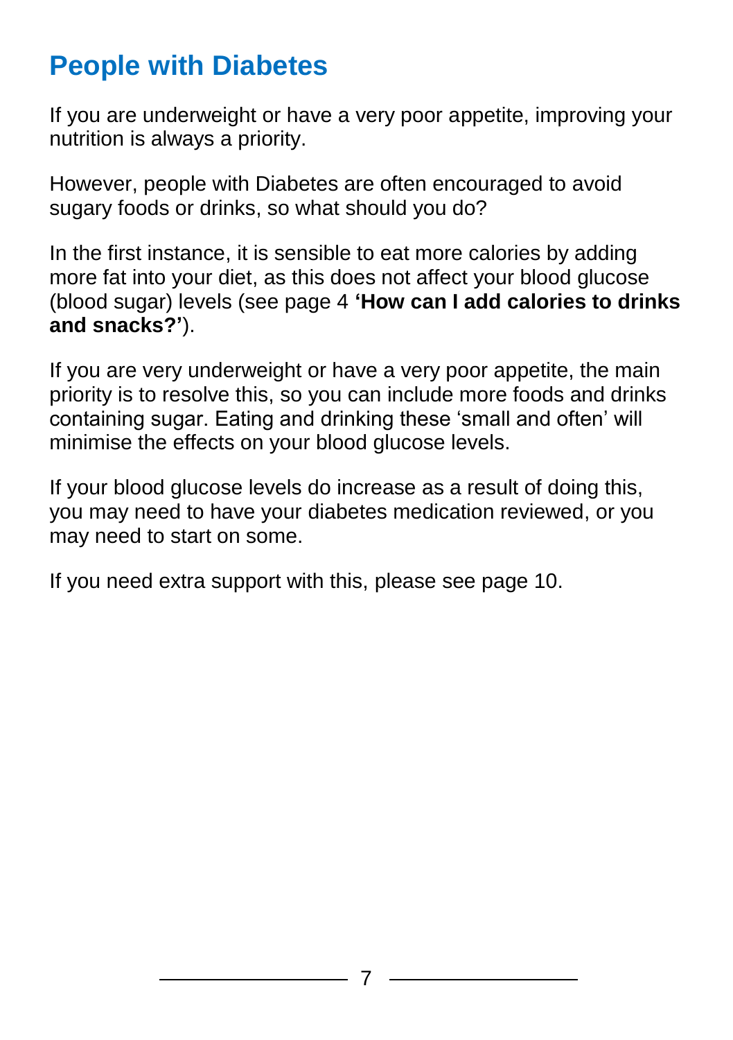## People with Diabetes

If you are underweight or have a very poor appetite, improving your nutrition is always a priority.

However, people with Diabetes are often encouraged to avoid sugary foods or drinks, so what should you do?

In the first instance, it is sensible to eat more calories by adding more fat into your diet, as this does not affect your blood glucose (blood sugar) levels (see page 4 **'How can I add calories to drinks and snacks?'**).

If you are very underweight or have a very poor appetite, the main priority is to resolve this, so you can include more foods and drinks containing sugar. Eating and drinking these 'small and often' will minimise the effects on your blood glucose levels.

If your blood glucose levels do increase as a result of doing this, you may need to have your diabetes medication reviewed, or you may need to start on some.

If you need extra support with this, please see page 10.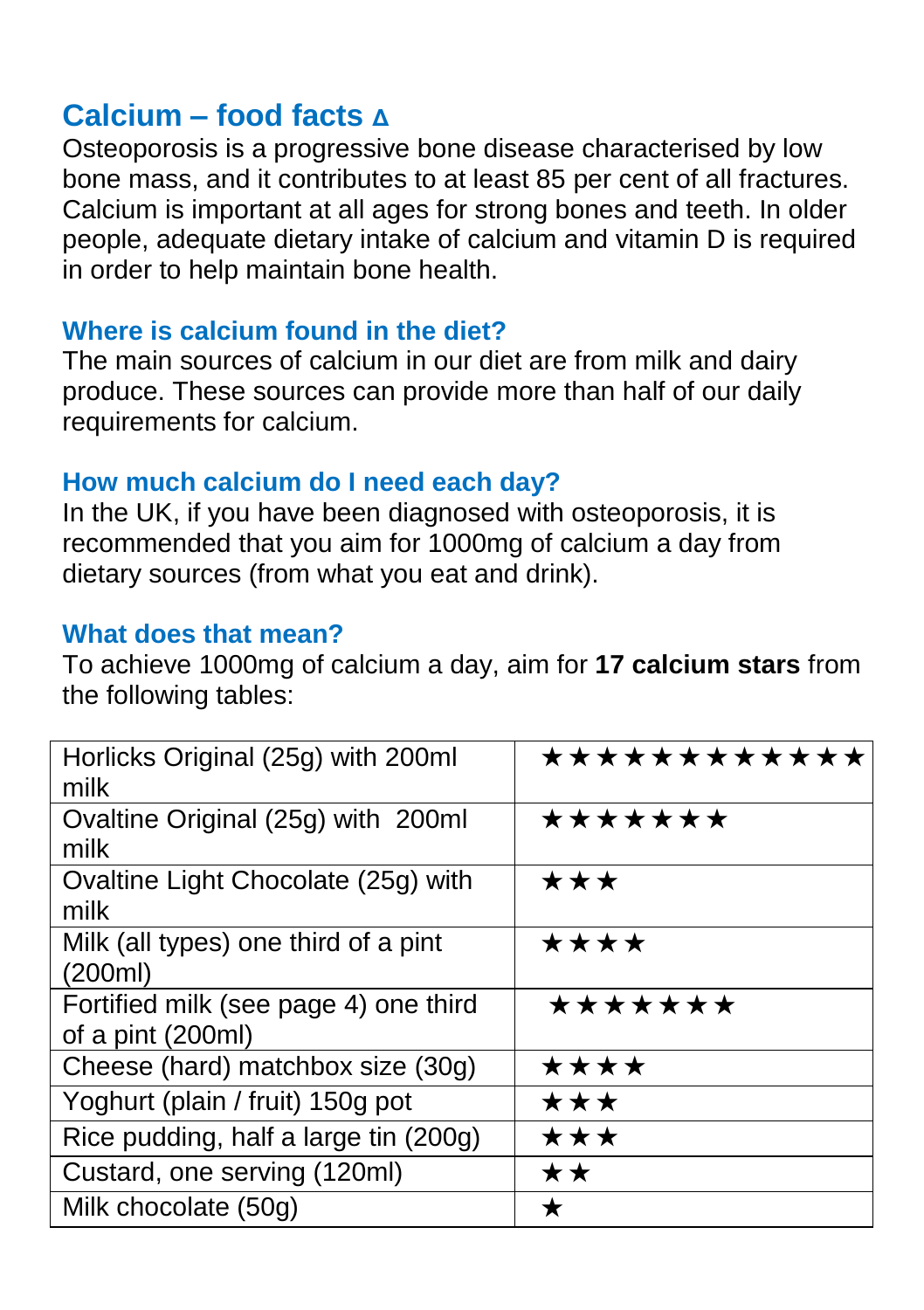## Calcium – food facts ∆

Osteoporosis is a progressive bone disease characterised by low bone mass, and it contributes to at least 85 per cent of all fractures. Calcium is important at all ages for strong bones and teeth. In older people, adequate dietary intake of calcium and vitamin D is required in order to help maintain bone health.

### Where is calcium found in the diet?

The main sources of calcium in our diet are from milk and dairy produce. These sources can provide more than half of our daily requirements for calcium.

### How much calcium do I need each day?

In the UK, if you have been diagnosed with osteoporosis, it is recommended that you aim for 1000mg of calcium a day from dietary sources (from what you eat and drink).

### What does that mean?

To achieve 1000mg of calcium a day, aim for **17 calcium stars** from the following tables:

| Horlicks Original (25g) with 200ml milk | ★★★★★★★★★★★★ |
|---|---|
| Ovaltine Original (25g) with 200ml milk | ★★★★★★★ |
| Ovaltine Light Chocolate (25g) with milk | ★★★ |
| Milk (all types) one third of a pint (200ml) | ★★★★ |
| Fortified milk (see page 4) one third of a pint (200ml) | ★★★★★★★ |
| Cheese (hard) matchbox size (30g) | ★★★★ |
| Yoghurt (plain / fruit) 150g pot | ★★★ |
| Rice pudding, half a large tin (200g) | ★★★ |
| Custard, one serving (120ml) | ★★ |
| Milk chocolate (50g) | ★ |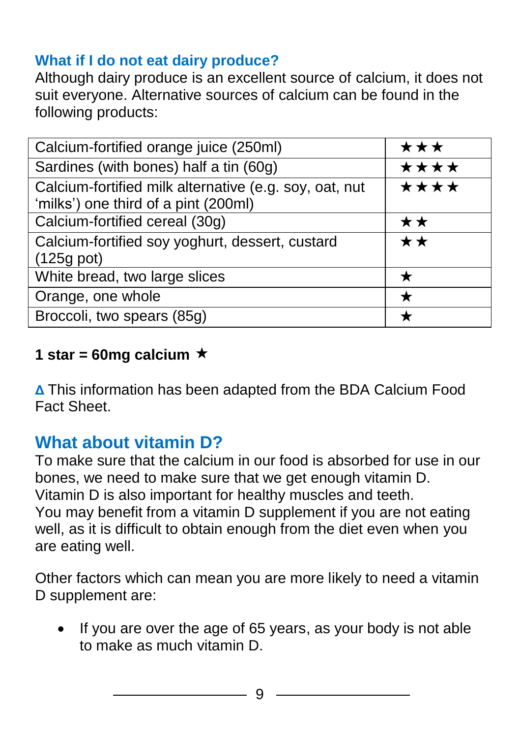### What if I do not eat dairy produce?

Although dairy produce is an excellent source of calcium, it does not suit everyone. Alternative sources of calcium can be found in the following products:

| | |
|---|---|
| Calcium-fortified orange juice (250ml) | ★★★ |
| Sardines (with bones) half a tin (60g) | ★★★★ |
| Calcium-fortified milk alternative (e.g. soy, oat, nut 'milks') one third of a pint (200ml) | ★★★★ |
| Calcium-fortified cereal (30g) | ★★ |
| Calcium-fortified soy yoghurt, dessert, custard (125g pot) | ★★ |
| White bread, two large slices | ★ |
| Orange, one whole | ★ |
| Broccoli, two spears (85g) | ★ |

**1 star = 60mg calcium** ★

**Δ** This information has been adapted from the BDA Calcium Food Fact Sheet.

## What about vitamin D?

To make sure that the calcium in our food is absorbed for use in our bones, we need to make sure that we get enough vitamin D. Vitamin D is also important for healthy muscles and teeth. You may benefit from a vitamin D supplement if you are not eating well, as it is difficult to obtain enough from the diet even when you are eating well.

Other factors which can mean you are more likely to need a vitamin D supplement are:

- If you are over the age of 65 years, as your body is not able to make as much vitamin D.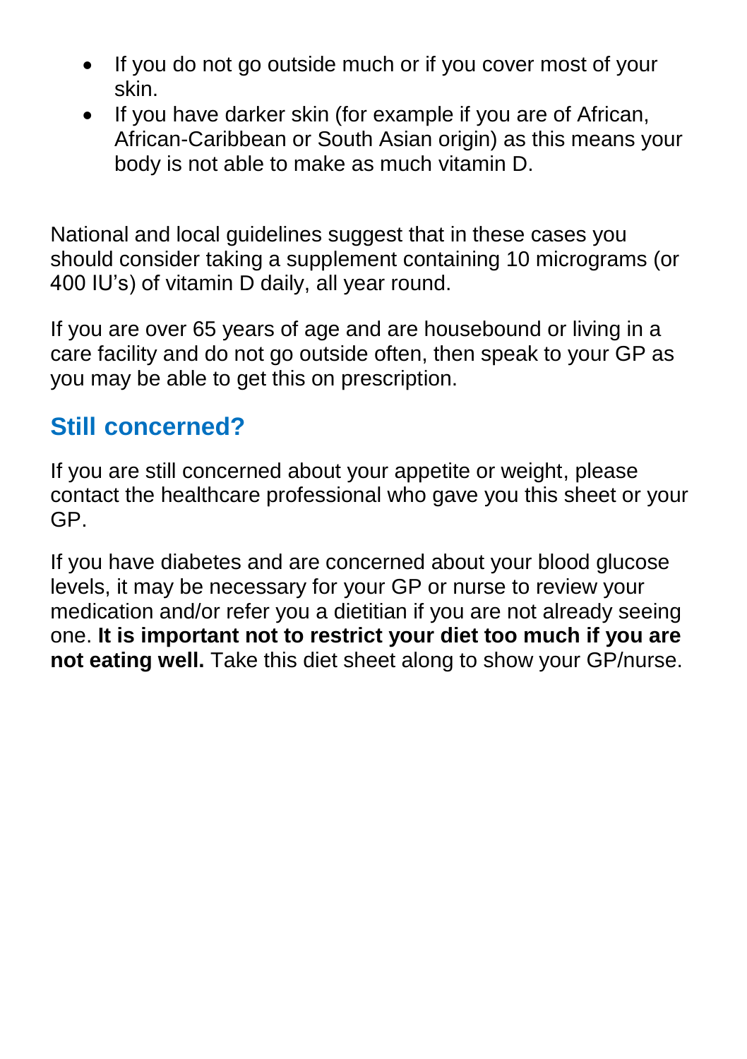- If you do not go outside much or if you cover most of your skin.
- If you have darker skin (for example if you are of African, African-Caribbean or South Asian origin) as this means your body is not able to make as much vitamin D.

National and local guidelines suggest that in these cases you should consider taking a supplement containing 10 micrograms (or 400 IU's) of vitamin D daily, all year round.

If you are over 65 years of age and are housebound or living in a care facility and do not go outside often, then speak to your GP as you may be able to get this on prescription.

## Still concerned?

If you are still concerned about your appetite or weight, please contact the healthcare professional who gave you this sheet or your GP.

If you have diabetes and are concerned about your blood glucose levels, it may be necessary for your GP or nurse to review your medication and/or refer you a dietitian if you are not already seeing one. **It is important not to restrict your diet too much if you are not eating well.** Take this diet sheet along to show your GP/nurse.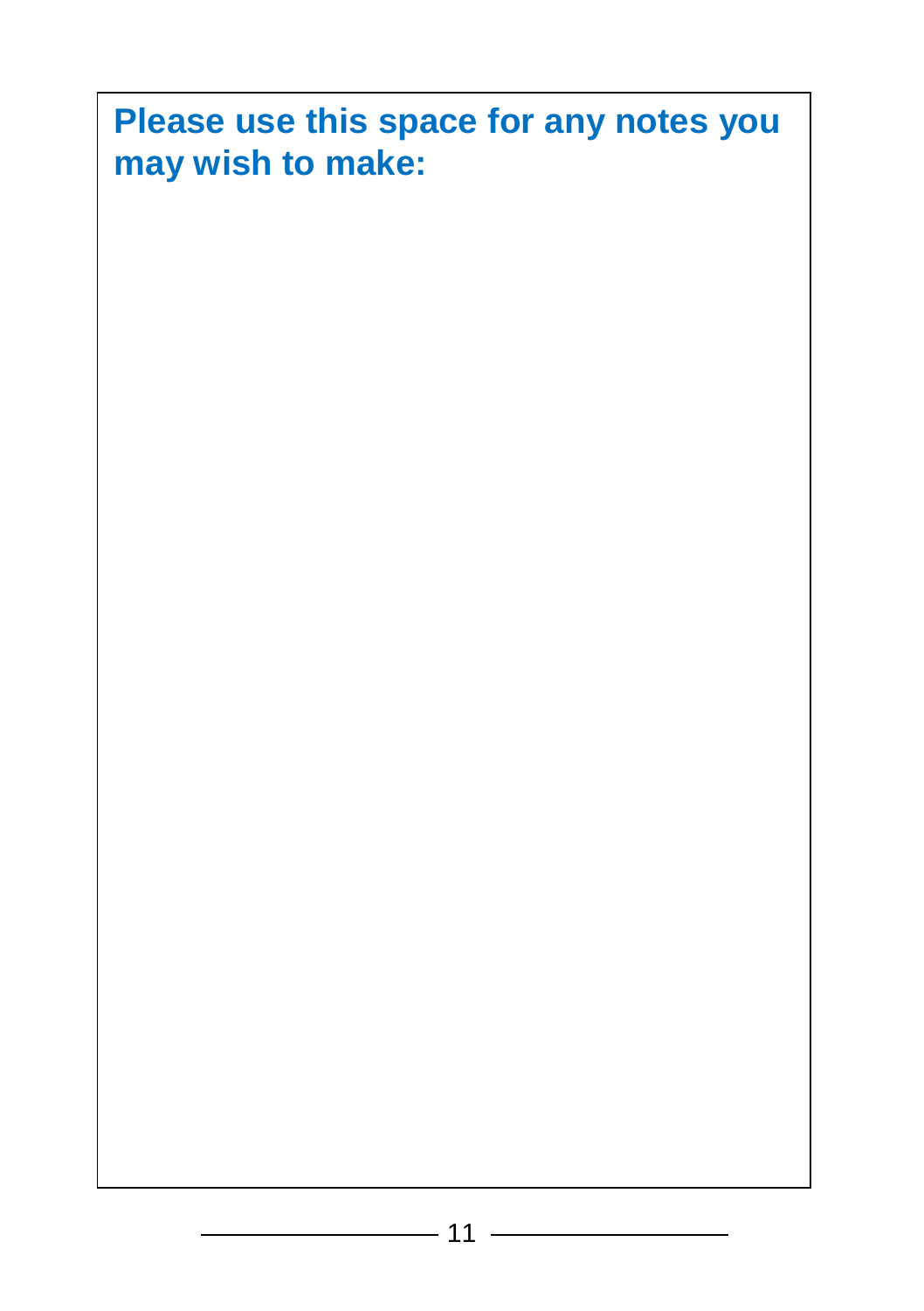**Please use this space for any notes you may wish to make:**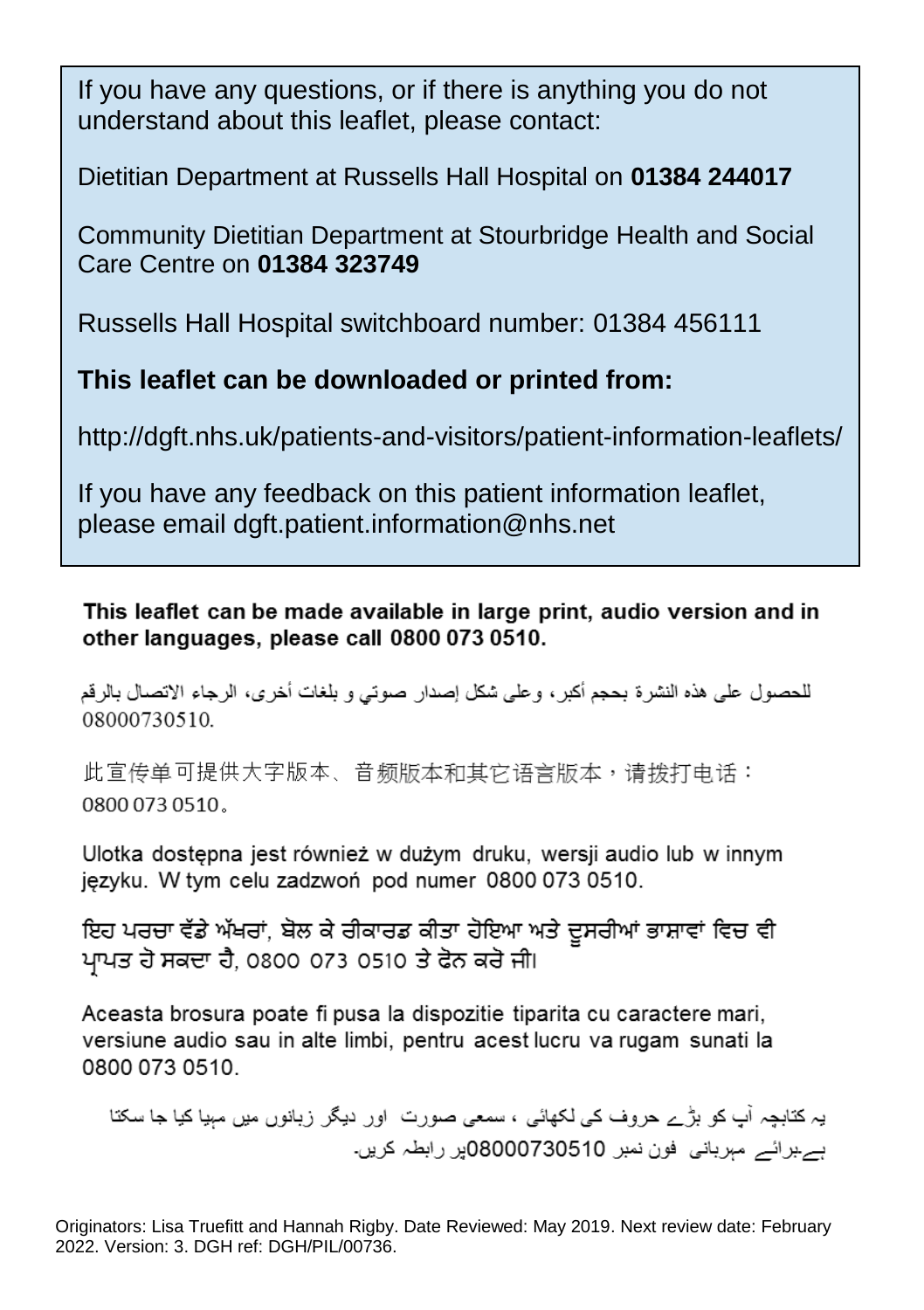If you have any questions, or if there is anything you do not understand about this leaflet, please contact:

Dietitian Department at Russells Hall Hospital on **01384 244017**

Community Dietitian Department at Stourbridge Health and Social Care Centre on **01384 323749**

Russells Hall Hospital switchboard number: 01384 456111

**This leaflet can be downloaded or printed from:**

http://dgft.nhs.uk/patients-and-visitors/patient-information-leaflets/

If you have any feedback on this patient information leaflet, please email dgft.patient.information@nhs.net

**This leaflet can be made available in large print, audio version and in other languages, please call 0800 073 0510.**

للحصول على هذه النشرة بحجم أكبر، وعلى شكل إصدار صوتي و بلغات أخرى، الرجاء الاتصال بالرقم 08000730510.

此宣传单可提供大字版本、音频版本和其它语言版本，请拨打电话：0800 073 0510。

Ulotka dostępna jest również w dużym druku, wersji audio lub w innym języku. W tym celu zadzwoń pod numer 0800 073 0510.

ਇਹ ਪਰਚਾ ਵੱਡੇ ਅੱਖਰਾਂ, ਬੋਲ ਕੇ ਰੀਕਾਰਡ ਕੀਤਾ ਹੋਇਆ ਅਤੇ ਦੂਸਰੀਆਂ ਭਾਸ਼ਾਵਾਂ ਵਿਚ ਵੀ ਪ੍ਰਾਪਤ ਹੋ ਸਕਦਾ ਹੈ, 0800 073 0510 ਤੇ ਫੋਨ ਕਰੋ ਜੀ।

Aceasta brosura poate fi pusa la dispozitie tiparita cu caractere mari, versiune audio sau in alte limbi, pentru acest lucru va rugam sunati la 0800 073 0510.

یہ کتابچہ آپ کو بڑے حروف کی لکھائی ، سمعی صورت اور دیگر زبانوں میں مہیا کیا جا سکتا ہے۔برائے مہربانی فون نمبر 08000730510پر رابطہ کریں۔

Originators: Lisa Truefitt and Hannah Rigby. Date Reviewed: May 2019. Next review date: February 2022. Version: 3. DGH ref: DGH/PIL/00736.